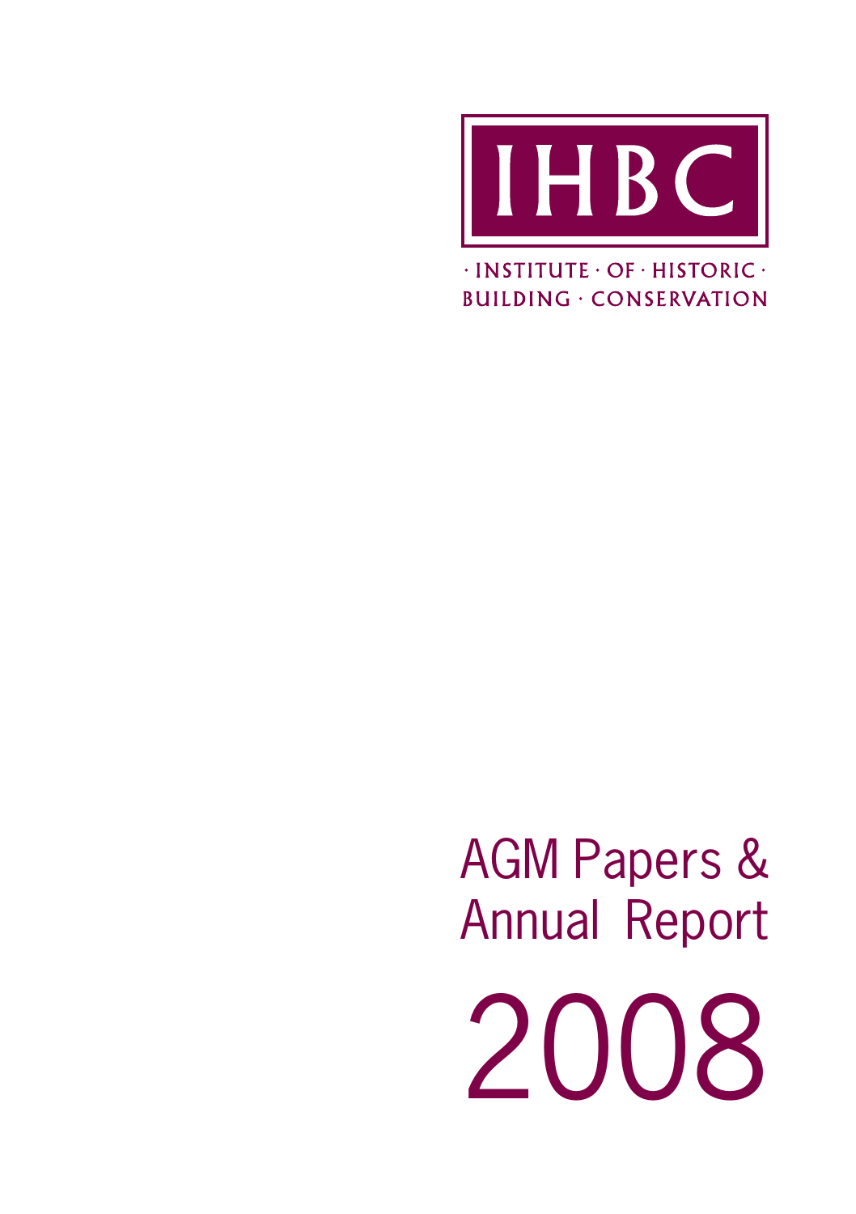IHBC

· INSTITUTE · OF · HISTORIC ·
BUILDING · CONSERVATION

# AGM Papers & Annual Report

# 2008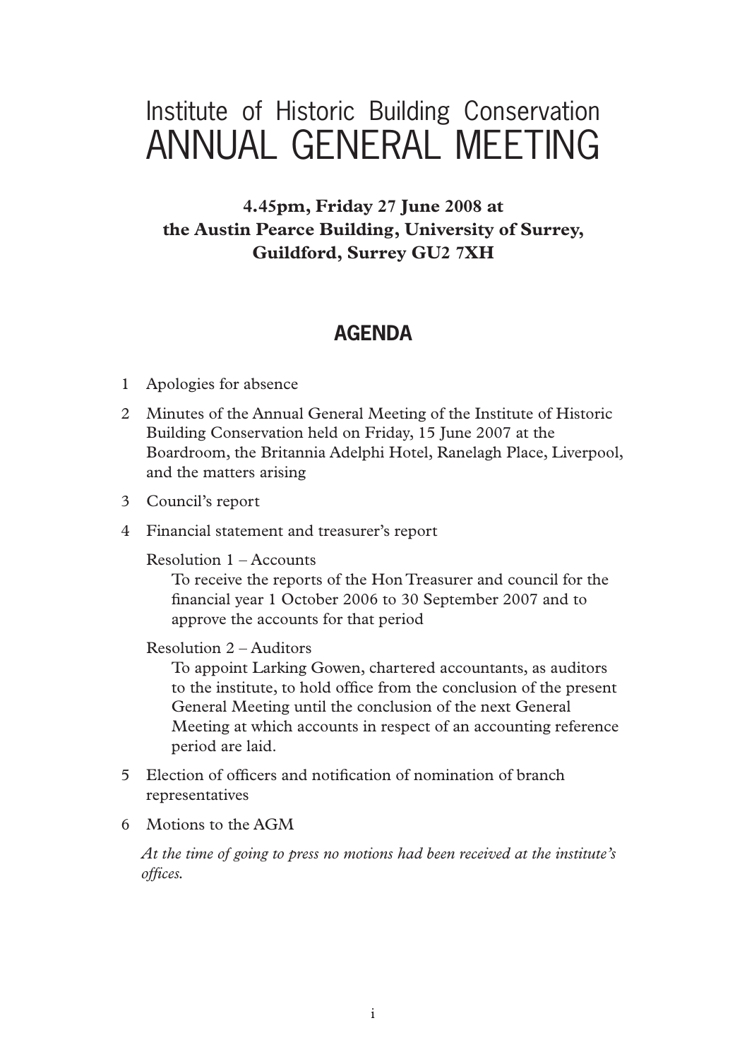# Institute of Historic Building Conservation
# ANNUAL GENERAL MEETING

**4.45pm, Friday 27 June 2008 at the Austin Pearce Building, University of Surrey, Guildford, Surrey GU2 7XH**

## AGENDA

1. Apologies for absence
2. Minutes of the Annual General Meeting of the Institute of Historic Building Conservation held on Friday, 15 June 2007 at the Boardroom, the Britannia Adelphi Hotel, Ranelagh Place, Liverpool, and the matters arising
3. Council's report
4. Financial statement and treasurer's report

   Resolution 1 – Accounts

   To receive the reports of the Hon Treasurer and council for the financial year 1 October 2006 to 30 September 2007 and to approve the accounts for that period

   Resolution 2 – Auditors

   To appoint Larking Gowen, chartered accountants, as auditors to the institute, to hold office from the conclusion of the present General Meeting until the conclusion of the next General Meeting at which accounts in respect of an accounting reference period are laid.
5. Election of officers and notification of nomination of branch representatives
6. Motions to the AGM

   *At the time of going to press no motions had been received at the institute's offices.*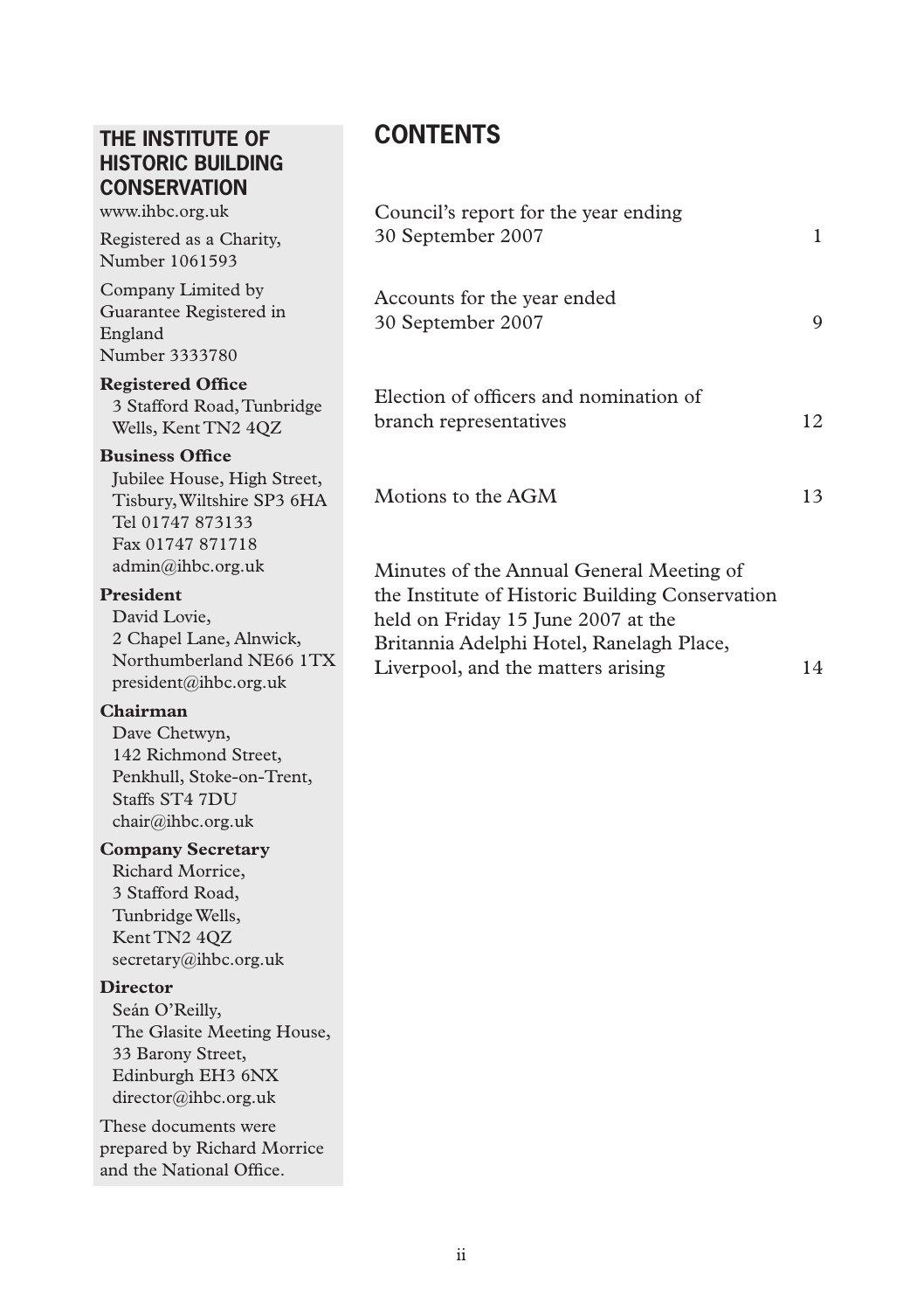## THE INSTITUTE OF HISTORIC BUILDING CONSERVATION

www.ihbc.org.uk

Registered as a Charity, Number 1061593

Company Limited by Guarantee Registered in England
Number 3333780

**Registered Office**
3 Stafford Road, Tunbridge Wells, Kent TN2 4QZ

**Business Office**
Jubilee House, High Street, Tisbury, Wiltshire SP3 6HA
Tel 01747 873133
Fax 01747 871718
admin@ihbc.org.uk

**President**
David Lovie,
2 Chapel Lane, Alnwick, Northumberland NE66 1TX
president@ihbc.org.uk

**Chairman**
Dave Chetwyn,
142 Richmond Street, Penkhull, Stoke-on-Trent, Staffs ST4 7DU
chair@ihbc.org.uk

**Company Secretary**
Richard Morrice,
3 Stafford Road,
Tunbridge Wells,
Kent TN2 4QZ
secretary@ihbc.org.uk

**Director**
Seán O'Reilly,
The Glasite Meeting House,
33 Barony Street,
Edinburgh EH3 6NX
director@ihbc.org.uk

These documents were prepared by Richard Morrice and the National Office.

# CONTENTS

| | |
|---|---|
| Council's report for the year ending 30 September 2007 | 1 |
| Accounts for the year ended 30 September 2007 | 9 |
| Election of officers and nomination of branch representatives | 12 |
| Motions to the AGM | 13 |
| Minutes of the Annual General Meeting of the Institute of Historic Building Conservation held on Friday 15 June 2007 at the Britannia Adelphi Hotel, Ranelagh Place, Liverpool, and the matters arising | 14 |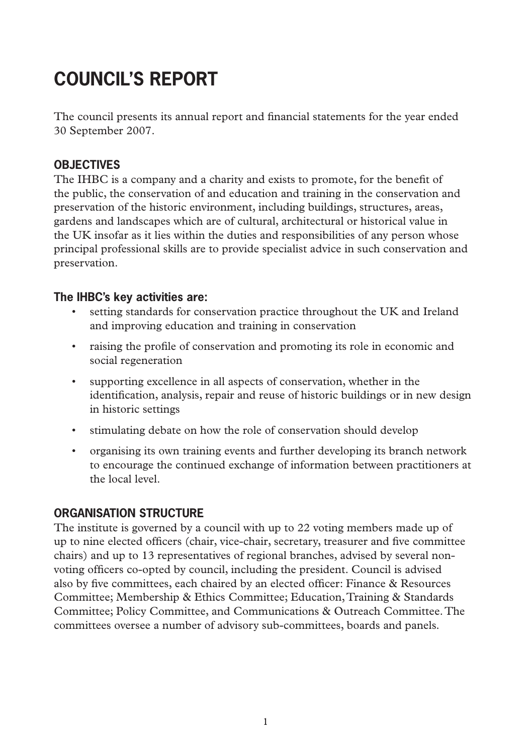# COUNCIL'S REPORT

The council presents its annual report and financial statements for the year ended 30 September 2007.

## OBJECTIVES

The IHBC is a company and a charity and exists to promote, for the benefit of the public, the conservation of and education and training in the conservation and preservation of the historic environment, including buildings, structures, areas, gardens and landscapes which are of cultural, architectural or historical value in the UK insofar as it lies within the duties and responsibilities of any person whose principal professional skills are to provide specialist advice in such conservation and preservation.

### The IHBC's key activities are:

- setting standards for conservation practice throughout the UK and Ireland and improving education and training in conservation
- raising the profile of conservation and promoting its role in economic and social regeneration
- supporting excellence in all aspects of conservation, whether in the identification, analysis, repair and reuse of historic buildings or in new design in historic settings
- stimulating debate on how the role of conservation should develop
- organising its own training events and further developing its branch network to encourage the continued exchange of information between practitioners at the local level.

## ORGANISATION STRUCTURE

The institute is governed by a council with up to 22 voting members made up of up to nine elected officers (chair, vice-chair, secretary, treasurer and five committee chairs) and up to 13 representatives of regional branches, advised by several non-voting officers co-opted by council, including the president. Council is advised also by five committees, each chaired by an elected officer: Finance & Resources Committee; Membership & Ethics Committee; Education, Training & Standards Committee; Policy Committee, and Communications & Outreach Committee. The committees oversee a number of advisory sub-committees, boards and panels.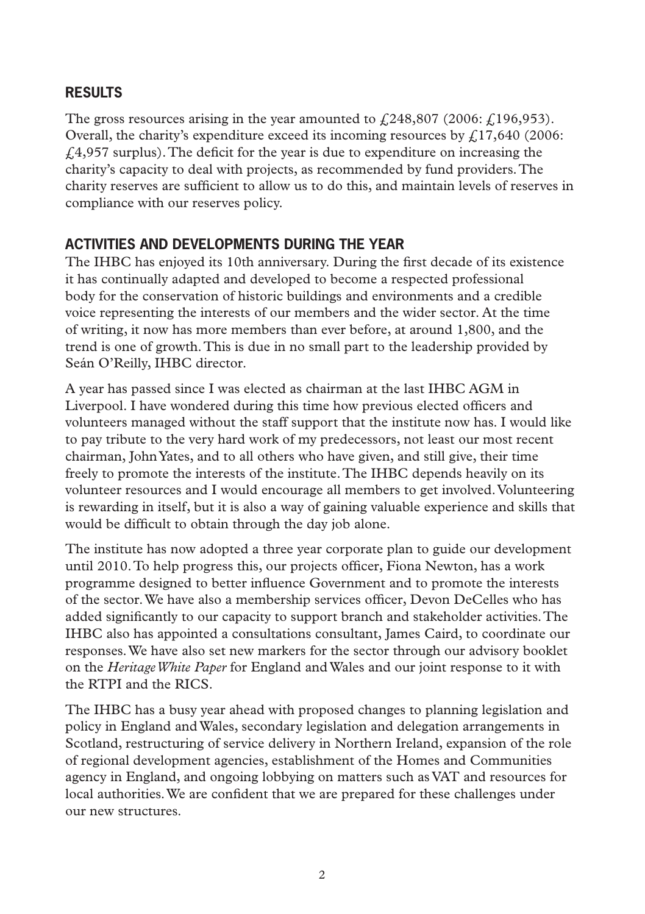## RESULTS

The gross resources arising in the year amounted to £248,807 (2006: £196,953). Overall, the charity's expenditure exceed its incoming resources by £17,640 (2006: £4,957 surplus). The deficit for the year is due to expenditure on increasing the charity's capacity to deal with projects, as recommended by fund providers. The charity reserves are sufficient to allow us to do this, and maintain levels of reserves in compliance with our reserves policy.

## ACTIVITIES AND DEVELOPMENTS DURING THE YEAR

The IHBC has enjoyed its 10th anniversary. During the first decade of its existence it has continually adapted and developed to become a respected professional body for the conservation of historic buildings and environments and a credible voice representing the interests of our members and the wider sector. At the time of writing, it now has more members than ever before, at around 1,800, and the trend is one of growth. This is due in no small part to the leadership provided by Seán O'Reilly, IHBC director.

A year has passed since I was elected as chairman at the last IHBC AGM in Liverpool. I have wondered during this time how previous elected officers and volunteers managed without the staff support that the institute now has. I would like to pay tribute to the very hard work of my predecessors, not least our most recent chairman, John Yates, and to all others who have given, and still give, their time freely to promote the interests of the institute. The IHBC depends heavily on its volunteer resources and I would encourage all members to get involved. Volunteering is rewarding in itself, but it is also a way of gaining valuable experience and skills that would be difficult to obtain through the day job alone.

The institute has now adopted a three year corporate plan to guide our development until 2010. To help progress this, our projects officer, Fiona Newton, has a work programme designed to better influence Government and to promote the interests of the sector. We have also a membership services officer, Devon DeCelles who has added significantly to our capacity to support branch and stakeholder activities. The IHBC also has appointed a consultations consultant, James Caird, to coordinate our responses. We have also set new markers for the sector through our advisory booklet on the *Heritage White Paper* for England and Wales and our joint response to it with the RTPI and the RICS.

The IHBC has a busy year ahead with proposed changes to planning legislation and policy in England and Wales, secondary legislation and delegation arrangements in Scotland, restructuring of service delivery in Northern Ireland, expansion of the role of regional development agencies, establishment of the Homes and Communities agency in England, and ongoing lobbying on matters such as VAT and resources for local authorities. We are confident that we are prepared for these challenges under our new structures.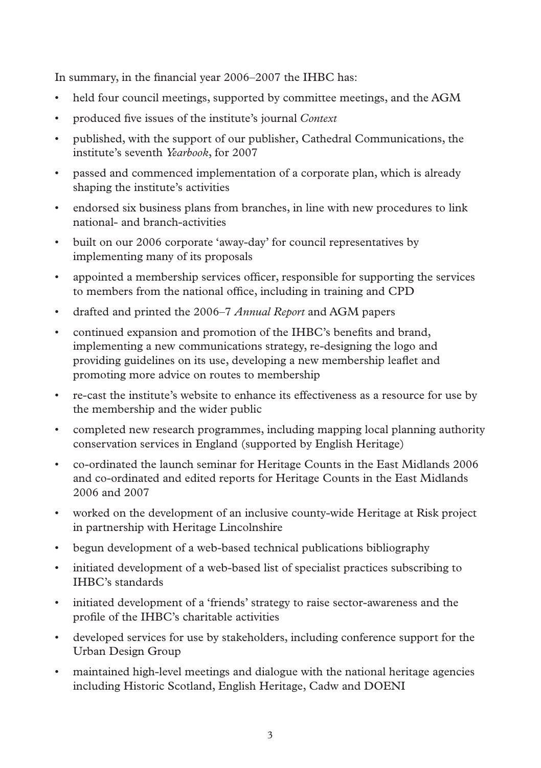In summary, in the financial year 2006–2007 the IHBC has:

- held four council meetings, supported by committee meetings, and the AGM
- produced five issues of the institute's journal *Context*
- published, with the support of our publisher, Cathedral Communications, the institute's seventh *Yearbook*, for 2007
- passed and commenced implementation of a corporate plan, which is already shaping the institute's activities
- endorsed six business plans from branches, in line with new procedures to link national- and branch-activities
- built on our 2006 corporate 'away-day' for council representatives by implementing many of its proposals
- appointed a membership services officer, responsible for supporting the services to members from the national office, including in training and CPD
- drafted and printed the 2006–7 *Annual Report* and AGM papers
- continued expansion and promotion of the IHBC's benefits and brand, implementing a new communications strategy, re-designing the logo and providing guidelines on its use, developing a new membership leaflet and promoting more advice on routes to membership
- re-cast the institute's website to enhance its effectiveness as a resource for use by the membership and the wider public
- completed new research programmes, including mapping local planning authority conservation services in England (supported by English Heritage)
- co-ordinated the launch seminar for Heritage Counts in the East Midlands 2006 and co-ordinated and edited reports for Heritage Counts in the East Midlands 2006 and 2007
- worked on the development of an inclusive county-wide Heritage at Risk project in partnership with Heritage Lincolnshire
- begun development of a web-based technical publications bibliography
- initiated development of a web-based list of specialist practices subscribing to IHBC's standards
- initiated development of a 'friends' strategy to raise sector-awareness and the profile of the IHBC's charitable activities
- developed services for use by stakeholders, including conference support for the Urban Design Group
- maintained high-level meetings and dialogue with the national heritage agencies including Historic Scotland, English Heritage, Cadw and DOENI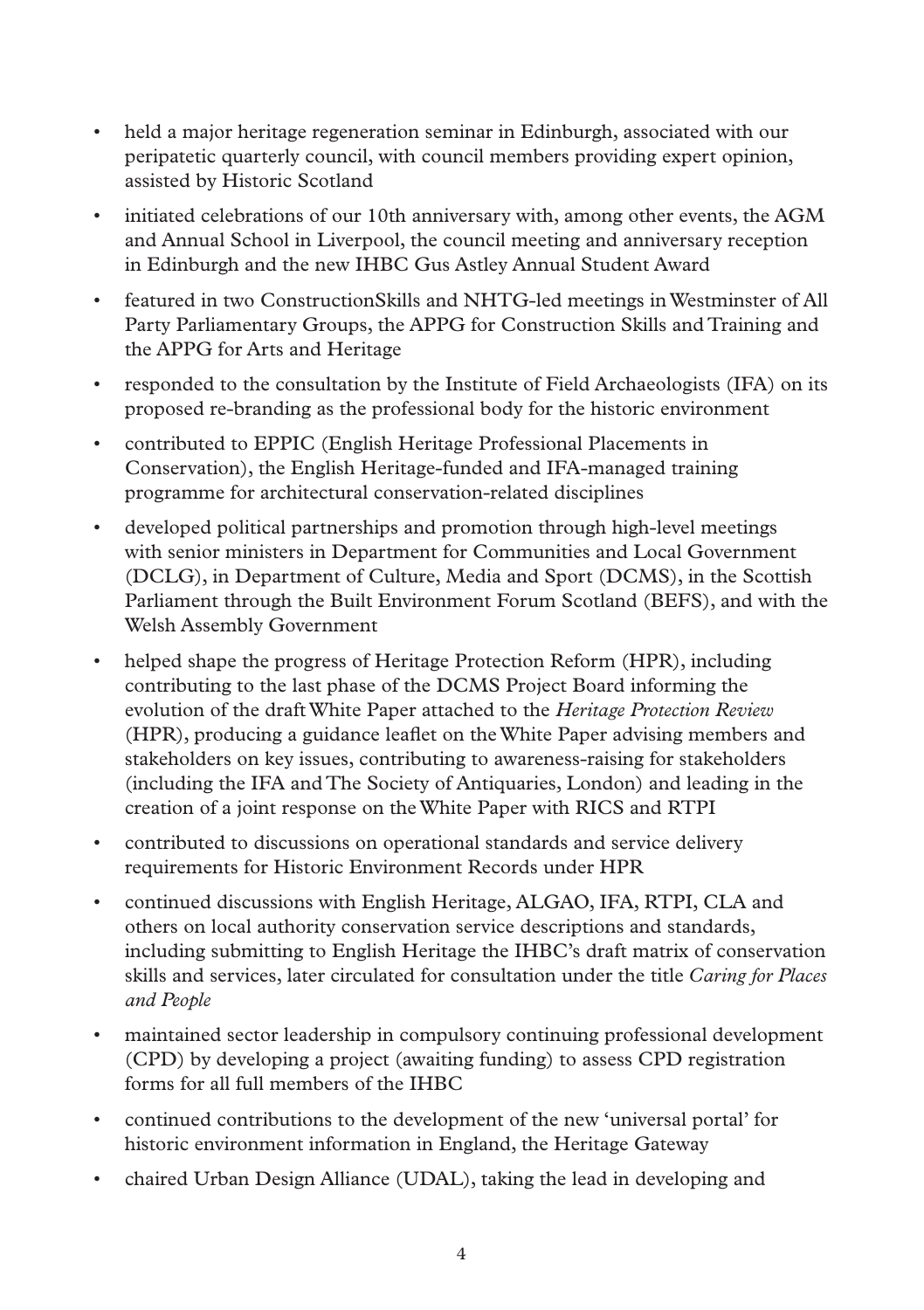- held a major heritage regeneration seminar in Edinburgh, associated with our peripatetic quarterly council, with council members providing expert opinion, assisted by Historic Scotland
- initiated celebrations of our 10th anniversary with, among other events, the AGM and Annual School in Liverpool, the council meeting and anniversary reception in Edinburgh and the new IHBC Gus Astley Annual Student Award
- featured in two ConstructionSkills and NHTG-led meetings in Westminster of All Party Parliamentary Groups, the APPG for Construction Skills and Training and the APPG for Arts and Heritage
- responded to the consultation by the Institute of Field Archaeologists (IFA) on its proposed re-branding as the professional body for the historic environment
- contributed to EPPIC (English Heritage Professional Placements in Conservation), the English Heritage-funded and IFA-managed training programme for architectural conservation-related disciplines
- developed political partnerships and promotion through high-level meetings with senior ministers in Department for Communities and Local Government (DCLG), in Department of Culture, Media and Sport (DCMS), in the Scottish Parliament through the Built Environment Forum Scotland (BEFS), and with the Welsh Assembly Government
- helped shape the progress of Heritage Protection Reform (HPR), including contributing to the last phase of the DCMS Project Board informing the evolution of the draft White Paper attached to the *Heritage Protection Review* (HPR), producing a guidance leaflet on the White Paper advising members and stakeholders on key issues, contributing to awareness-raising for stakeholders (including the IFA and The Society of Antiquaries, London) and leading in the creation of a joint response on the White Paper with RICS and RTPI
- contributed to discussions on operational standards and service delivery requirements for Historic Environment Records under HPR
- continued discussions with English Heritage, ALGAO, IFA, RTPI, CLA and others on local authority conservation service descriptions and standards, including submitting to English Heritage the IHBC's draft matrix of conservation skills and services, later circulated for consultation under the title *Caring for Places and People*
- maintained sector leadership in compulsory continuing professional development (CPD) by developing a project (awaiting funding) to assess CPD registration forms for all full members of the IHBC
- continued contributions to the development of the new 'universal portal' for historic environment information in England, the Heritage Gateway
- chaired Urban Design Alliance (UDAL), taking the lead in developing and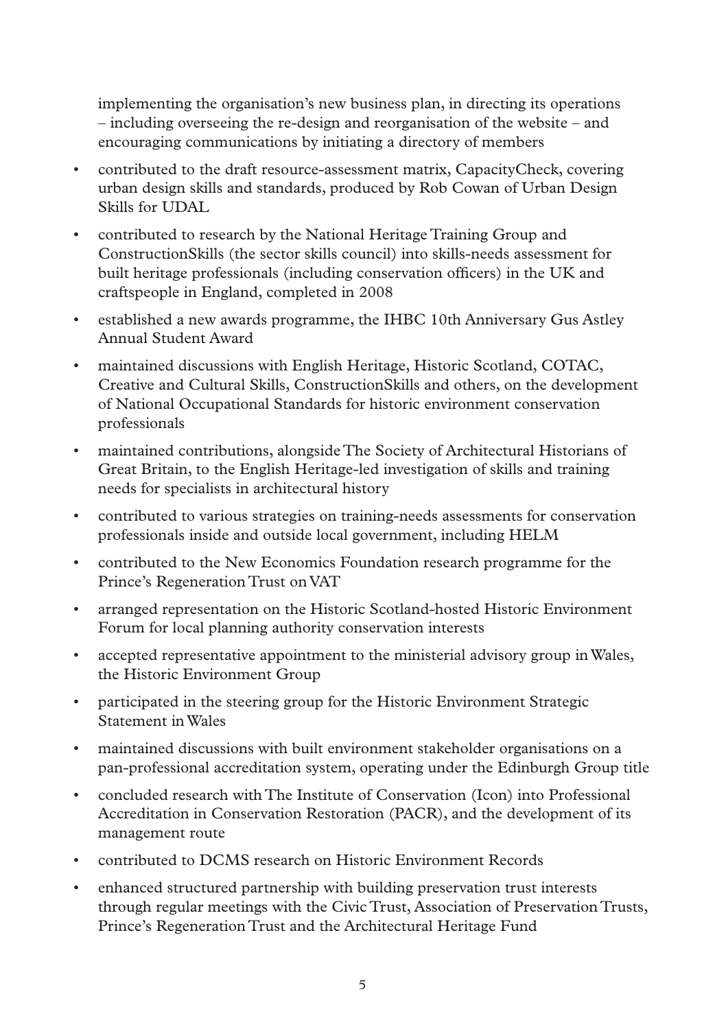implementing the organisation's new business plan, in directing its operations – including overseeing the re-design and reorganisation of the website – and encouraging communications by initiating a directory of members

- contributed to the draft resource-assessment matrix, CapacityCheck, covering urban design skills and standards, produced by Rob Cowan of Urban Design Skills for UDAL
- contributed to research by the National Heritage Training Group and ConstructionSkills (the sector skills council) into skills-needs assessment for built heritage professionals (including conservation officers) in the UK and craftspeople in England, completed in 2008
- established a new awards programme, the IHBC 10th Anniversary Gus Astley Annual Student Award
- maintained discussions with English Heritage, Historic Scotland, COTAC, Creative and Cultural Skills, ConstructionSkills and others, on the development of National Occupational Standards for historic environment conservation professionals
- maintained contributions, alongside The Society of Architectural Historians of Great Britain, to the English Heritage-led investigation of skills and training needs for specialists in architectural history
- contributed to various strategies on training-needs assessments for conservation professionals inside and outside local government, including HELM
- contributed to the New Economics Foundation research programme for the Prince's Regeneration Trust on VAT
- arranged representation on the Historic Scotland-hosted Historic Environment Forum for local planning authority conservation interests
- accepted representative appointment to the ministerial advisory group in Wales, the Historic Environment Group
- participated in the steering group for the Historic Environment Strategic Statement in Wales
- maintained discussions with built environment stakeholder organisations on a pan-professional accreditation system, operating under the Edinburgh Group title
- concluded research with The Institute of Conservation (Icon) into Professional Accreditation in Conservation Restoration (PACR), and the development of its management route
- contributed to DCMS research on Historic Environment Records
- enhanced structured partnership with building preservation trust interests through regular meetings with the Civic Trust, Association of Preservation Trusts, Prince's Regeneration Trust and the Architectural Heritage Fund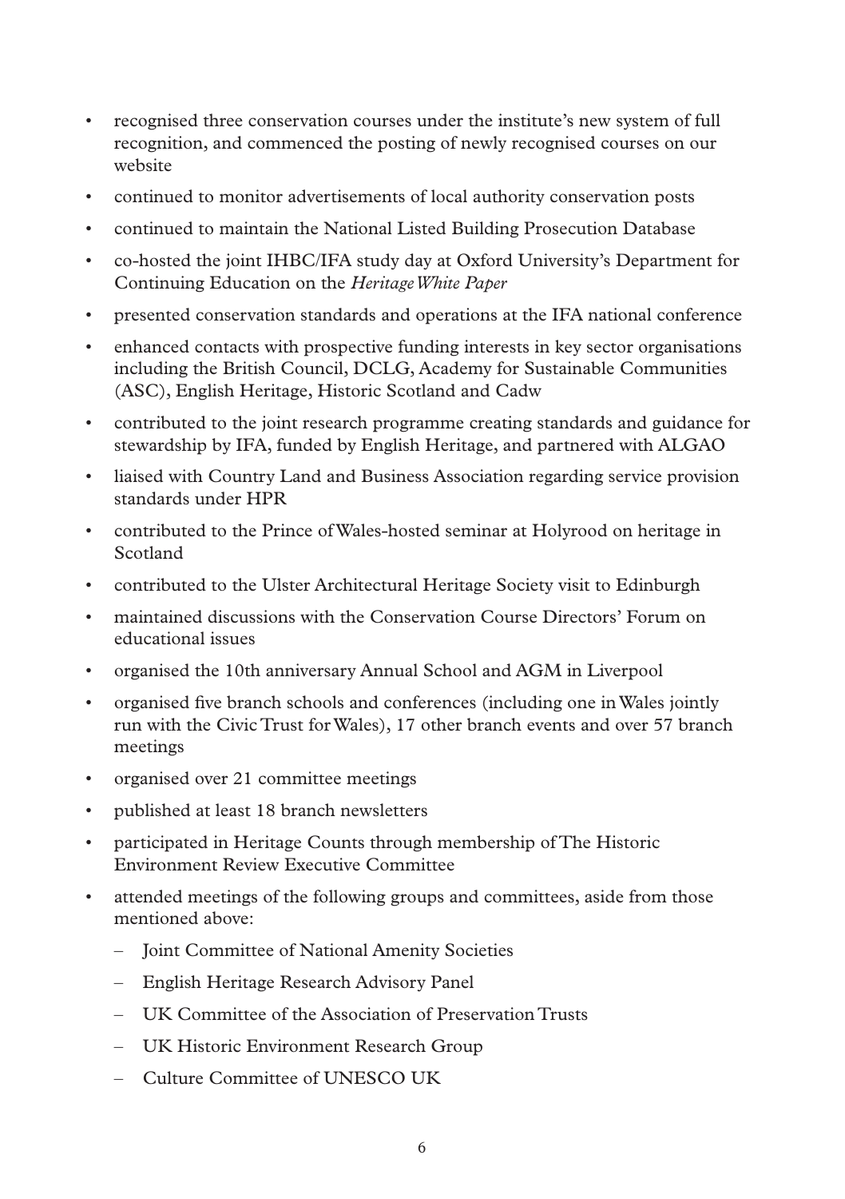- recognised three conservation courses under the institute's new system of full recognition, and commenced the posting of newly recognised courses on our website
- continued to monitor advertisements of local authority conservation posts
- continued to maintain the National Listed Building Prosecution Database
- co-hosted the joint IHBC/IFA study day at Oxford University's Department for Continuing Education on the *Heritage White Paper*
- presented conservation standards and operations at the IFA national conference
- enhanced contacts with prospective funding interests in key sector organisations including the British Council, DCLG, Academy for Sustainable Communities (ASC), English Heritage, Historic Scotland and Cadw
- contributed to the joint research programme creating standards and guidance for stewardship by IFA, funded by English Heritage, and partnered with ALGAO
- liaised with Country Land and Business Association regarding service provision standards under HPR
- contributed to the Prince of Wales-hosted seminar at Holyrood on heritage in Scotland
- contributed to the Ulster Architectural Heritage Society visit to Edinburgh
- maintained discussions with the Conservation Course Directors' Forum on educational issues
- organised the 10th anniversary Annual School and AGM in Liverpool
- organised five branch schools and conferences (including one in Wales jointly run with the Civic Trust for Wales), 17 other branch events and over 57 branch meetings
- organised over 21 committee meetings
- published at least 18 branch newsletters
- participated in Heritage Counts through membership of The Historic Environment Review Executive Committee
- attended meetings of the following groups and committees, aside from those mentioned above:
  - Joint Committee of National Amenity Societies
  - English Heritage Research Advisory Panel
  - UK Committee of the Association of Preservation Trusts
  - UK Historic Environment Research Group
  - Culture Committee of UNESCO UK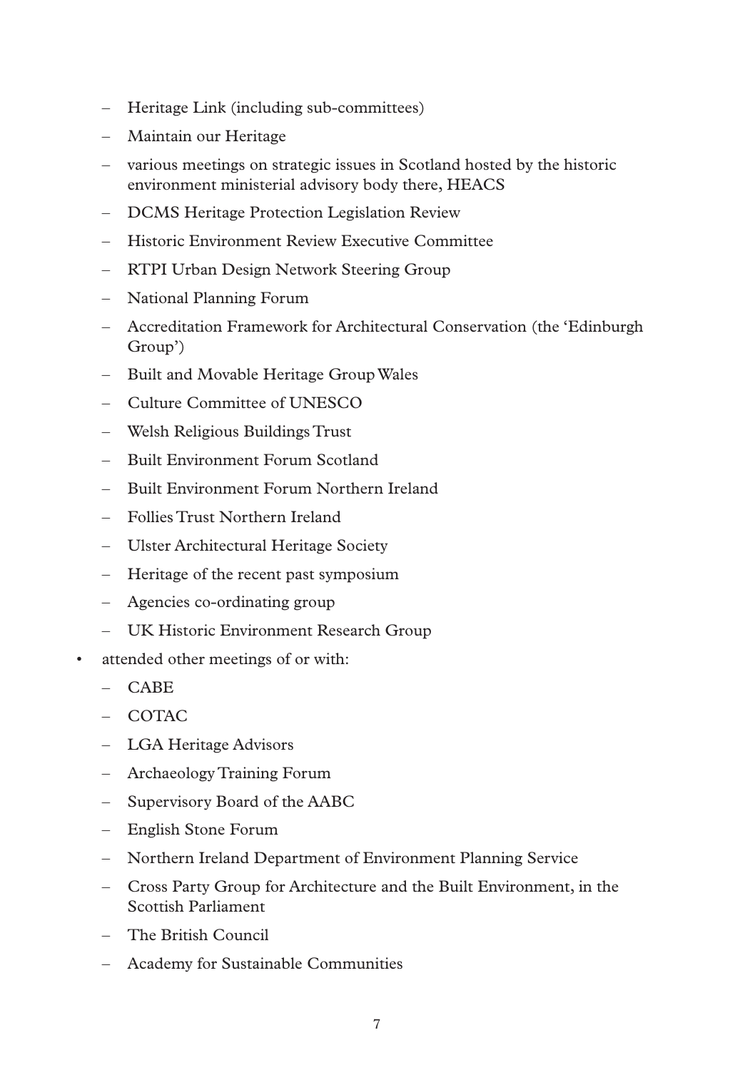- Heritage Link (including sub-committees)
  - Maintain our Heritage
  - various meetings on strategic issues in Scotland hosted by the historic environment ministerial advisory body there, HEACS
  - DCMS Heritage Protection Legislation Review
  - Historic Environment Review Executive Committee
  - RTPI Urban Design Network Steering Group
  - National Planning Forum
  - Accreditation Framework for Architectural Conservation (the 'Edinburgh Group')
  - Built and Movable Heritage Group Wales
  - Culture Committee of UNESCO
  - Welsh Religious Buildings Trust
  - Built Environment Forum Scotland
  - Built Environment Forum Northern Ireland
  - Follies Trust Northern Ireland
  - Ulster Architectural Heritage Society
  - Heritage of the recent past symposium
  - Agencies co-ordinating group
  - UK Historic Environment Research Group
- attended other meetings of or with:
  - CABE
  - COTAC
  - LGA Heritage Advisors
  - Archaeology Training Forum
  - Supervisory Board of the AABC
  - English Stone Forum
  - Northern Ireland Department of Environment Planning Service
  - Cross Party Group for Architecture and the Built Environment, in the Scottish Parliament
  - The British Council
  - Academy for Sustainable Communities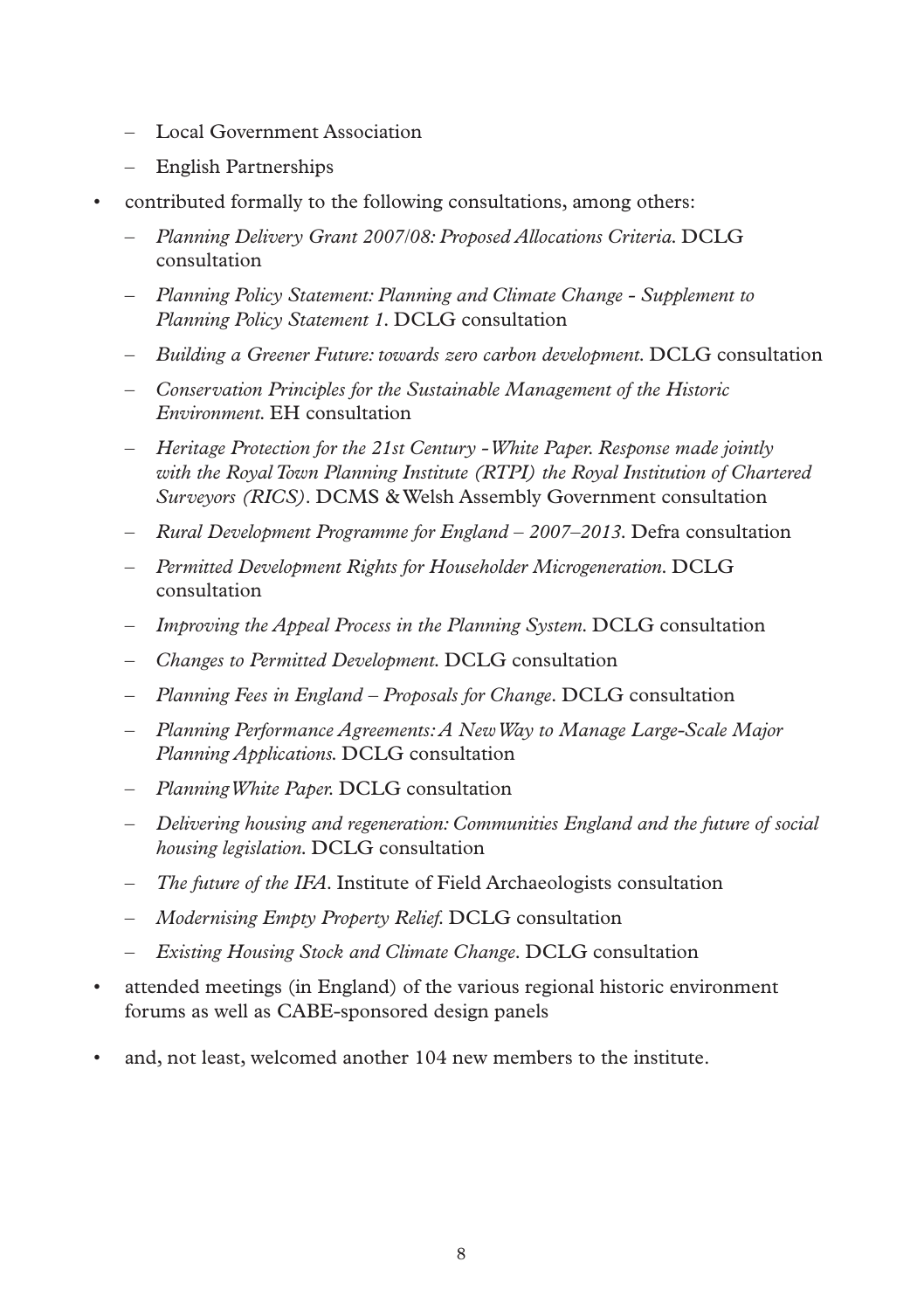- Local Government Association
  - English Partnerships
- contributed formally to the following consultations, among others:
  - *Planning Delivery Grant 2007/08: Proposed Allocations Criteria*. DCLG consultation
  - *Planning Policy Statement: Planning and Climate Change - Supplement to Planning Policy Statement 1*. DCLG consultation
  - *Building a Greener Future: towards zero carbon development*. DCLG consultation
  - *Conservation Principles for the Sustainable Management of the Historic Environment*. EH consultation
  - *Heritage Protection for the 21st Century - White Paper. Response made jointly with the Royal Town Planning Institute (RTPI) the Royal Institution of Chartered Surveyors (RICS)*. DCMS & Welsh Assembly Government consultation
  - *Rural Development Programme for England – 2007–2013*. Defra consultation
  - *Permitted Development Rights for Householder Microgeneration*. DCLG consultation
  - *Improving the Appeal Process in the Planning System*. DCLG consultation
  - *Changes to Permitted Development*. DCLG consultation
  - *Planning Fees in England – Proposals for Change*. DCLG consultation
  - *Planning Performance Agreements: A New Way to Manage Large-Scale Major Planning Applications*. DCLG consultation
  - *Planning White Paper*. DCLG consultation
  - *Delivering housing and regeneration: Communities England and the future of social housing legislation*. DCLG consultation
  - *The future of the IFA*. Institute of Field Archaeologists consultation
  - *Modernising Empty Property Relief*. DCLG consultation
  - *Existing Housing Stock and Climate Change*. DCLG consultation
- attended meetings (in England) of the various regional historic environment forums as well as CABE-sponsored design panels
- and, not least, welcomed another 104 new members to the institute.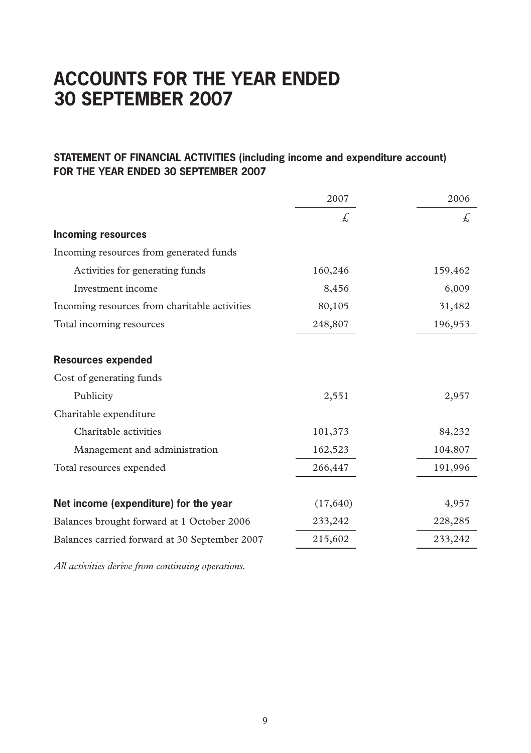# ACCOUNTS FOR THE YEAR ENDED 30 SEPTEMBER 2007

## STATEMENT OF FINANCIAL ACTIVITIES (including income and expenditure account) FOR THE YEAR ENDED 30 SEPTEMBER 2007

| | 2007 | 2006 |
|---|---|---|
| | £ | £ |
| **Incoming resources** | | |
| Incoming resources from generated funds | | |
| Activities for generating funds | 160,246 | 159,462 |
| Investment income | 8,456 | 6,009 |
| Incoming resources from charitable activities | 80,105 | 31,482 |
| Total incoming resources | 248,807 | 196,953 |
| **Resources expended** | | |
| Cost of generating funds | | |
| Publicity | 2,551 | 2,957 |
| Charitable expenditure | | |
| Charitable activities | 101,373 | 84,232 |
| Management and administration | 162,523 | 104,807 |
| Total resources expended | 266,447 | 191,996 |
| **Net income (expenditure) for the year** | (17,640) | 4,957 |
| Balances brought forward at 1 October 2006 | 233,242 | 228,285 |
| Balances carried forward at 30 September 2007 | 215,602 | 233,242 |

*All activities derive from continuing operations.*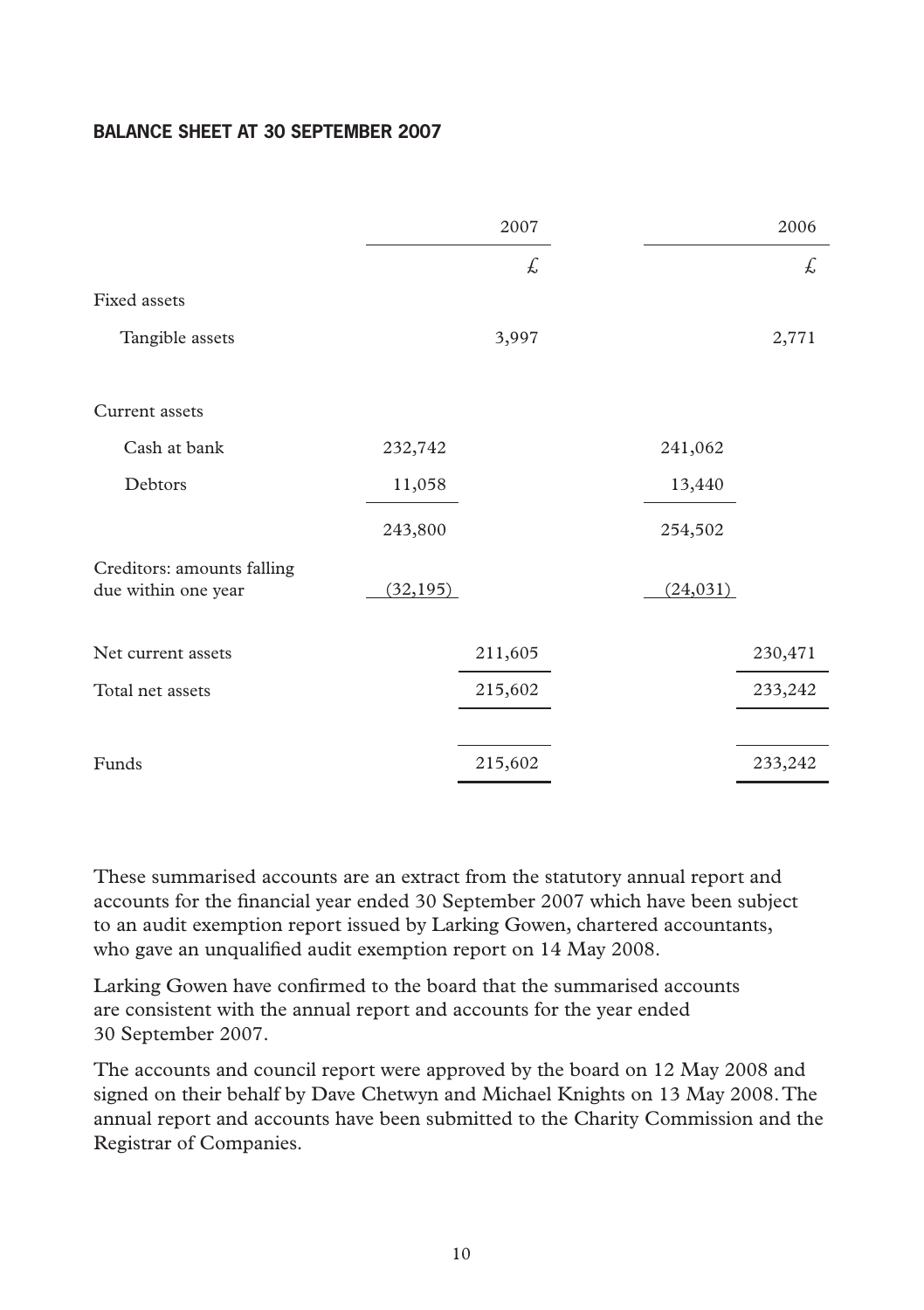## BALANCE SHEET AT 30 SEPTEMBER 2007

| | 2007 | | 2006 | |
|---|---|---|---|---|
| | | £ | | £ |
| Fixed assets | | | | |
| Tangible assets | | 3,997 | | 2,771 |
| Current assets | | | | |
| Cash at bank | 232,742 | | 241,062 | |
| Debtors | 11,058 | | 13,440 | |
| | 243,800 | | 254,502 | |
| Creditors: amounts falling due within one year | (32,195) | | (24,031) | |
| Net current assets | | 211,605 | | 230,471 |
| Total net assets | | 215,602 | | 233,242 |
| Funds | | 215,602 | | 233,242 |

These summarised accounts are an extract from the statutory annual report and accounts for the financial year ended 30 September 2007 which have been subject to an audit exemption report issued by Larking Gowen, chartered accountants, who gave an unqualified audit exemption report on 14 May 2008.

Larking Gowen have confirmed to the board that the summarised accounts are consistent with the annual report and accounts for the year ended 30 September 2007.

The accounts and council report were approved by the board on 12 May 2008 and signed on their behalf by Dave Chetwyn and Michael Knights on 13 May 2008. The annual report and accounts have been submitted to the Charity Commission and the Registrar of Companies.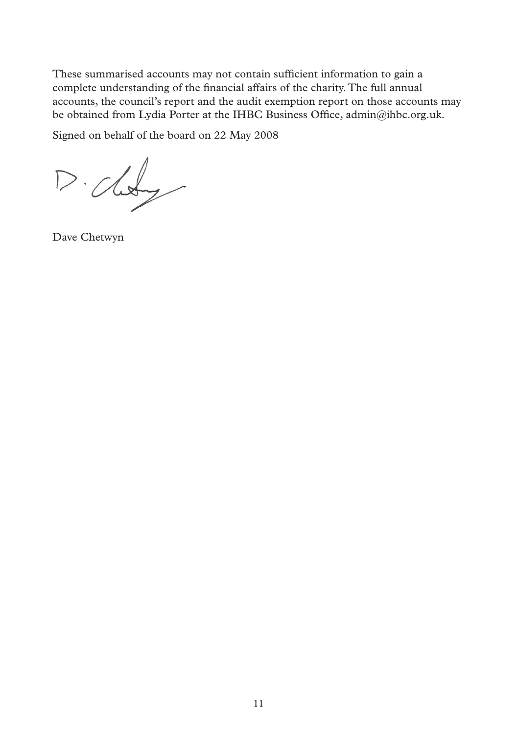These summarised accounts may not contain sufficient information to gain a complete understanding of the financial affairs of the charity. The full annual accounts, the council's report and the audit exemption report on those accounts may be obtained from Lydia Porter at the IHBC Business Office, admin@ihbc.org.uk.

Signed on behalf of the board on 22 May 2008

Dave Chetwyn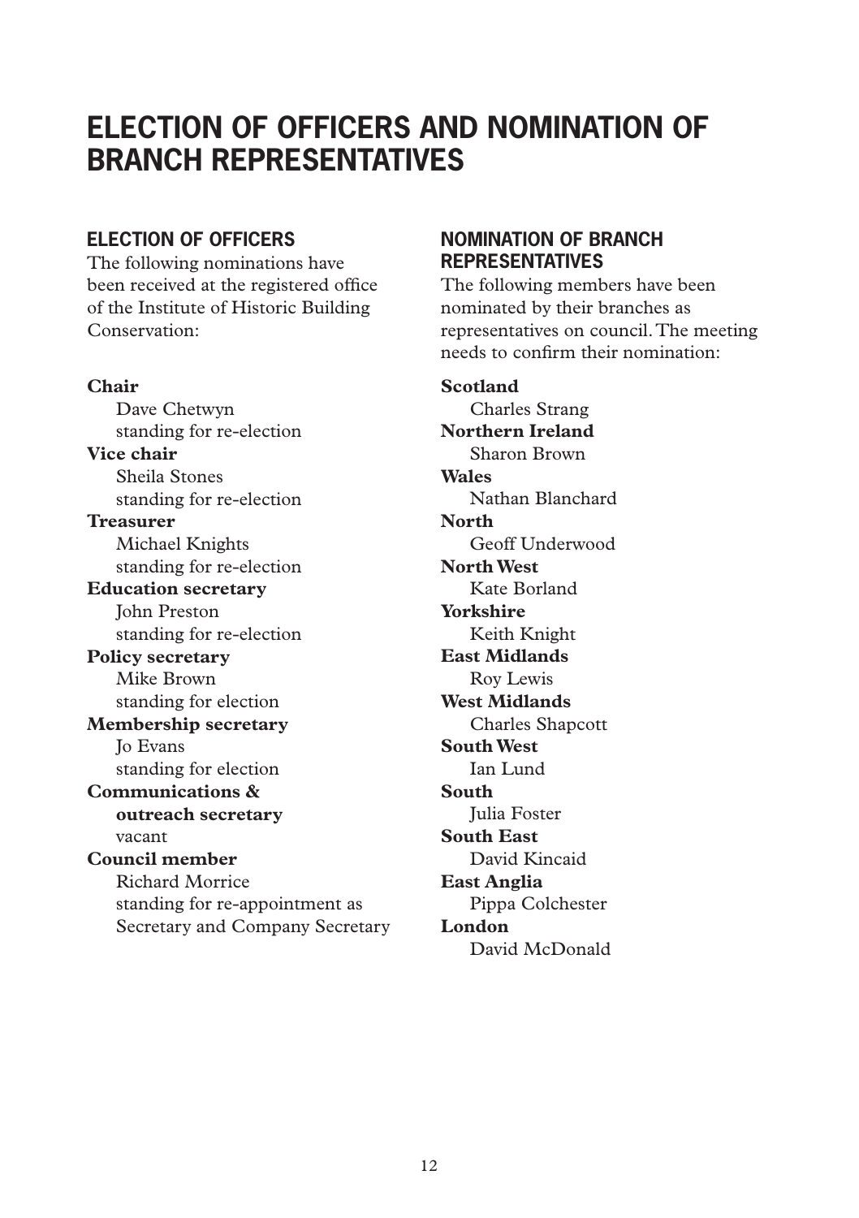# ELECTION OF OFFICERS AND NOMINATION OF BRANCH REPRESENTATIVES

## ELECTION OF OFFICERS

The following nominations have been received at the registered office of the Institute of Historic Building Conservation:

**Chair**
Dave Chetwyn
standing for re-election

**Vice chair**
Sheila Stones
standing for re-election

**Treasurer**
Michael Knights
standing for re-election

**Education secretary**
John Preston
standing for re-election

**Policy secretary**
Mike Brown
standing for election

**Membership secretary**
Jo Evans
standing for election

**Communications & outreach secretary**
vacant

**Council member**
Richard Morrice
standing for re-appointment as Secretary and Company Secretary

## NOMINATION OF BRANCH REPRESENTATIVES

The following members have been nominated by their branches as representatives on council. The meeting needs to confirm their nomination:

**Scotland**
Charles Strang

**Northern Ireland**
Sharon Brown

**Wales**
Nathan Blanchard

**North**
Geoff Underwood

**North West**
Kate Borland

**Yorkshire**
Keith Knight

**East Midlands**
Roy Lewis

**West Midlands**
Charles Shapcott

**South West**
Ian Lund

**South**
Julia Foster

**South East**
David Kincaid

**East Anglia**
Pippa Colchester

**London**
David McDonald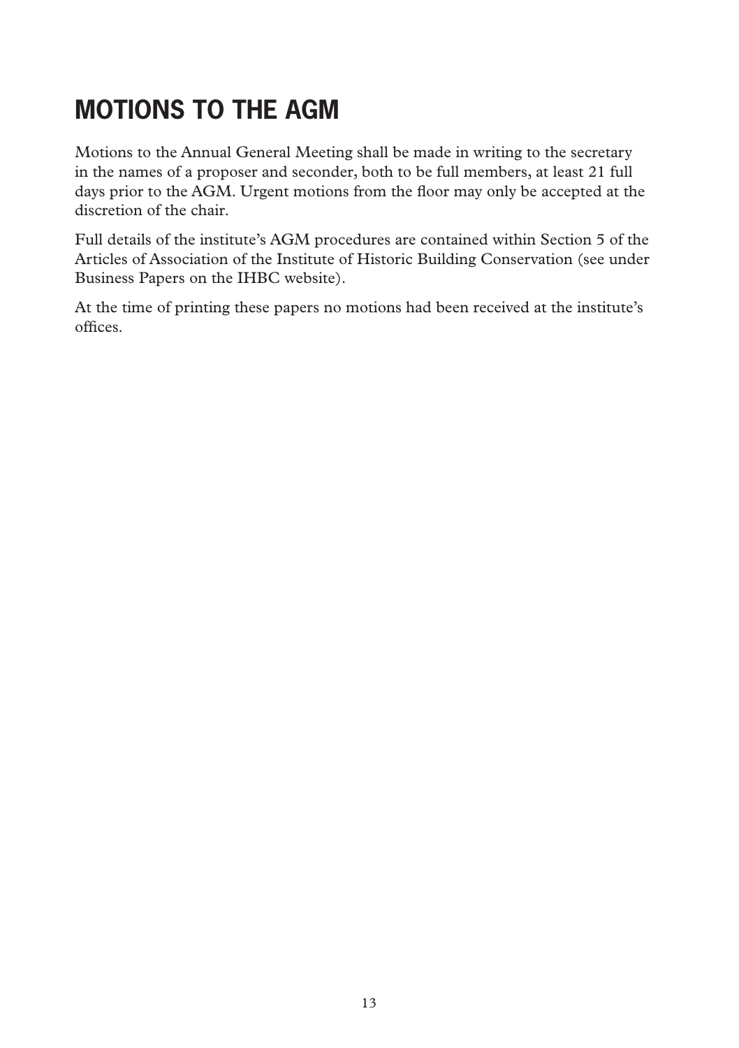# MOTIONS TO THE AGM

Motions to the Annual General Meeting shall be made in writing to the secretary in the names of a proposer and seconder, both to be full members, at least 21 full days prior to the AGM. Urgent motions from the floor may only be accepted at the discretion of the chair.

Full details of the institute's AGM procedures are contained within Section 5 of the Articles of Association of the Institute of Historic Building Conservation (see under Business Papers on the IHBC website).

At the time of printing these papers no motions had been received at the institute's offices.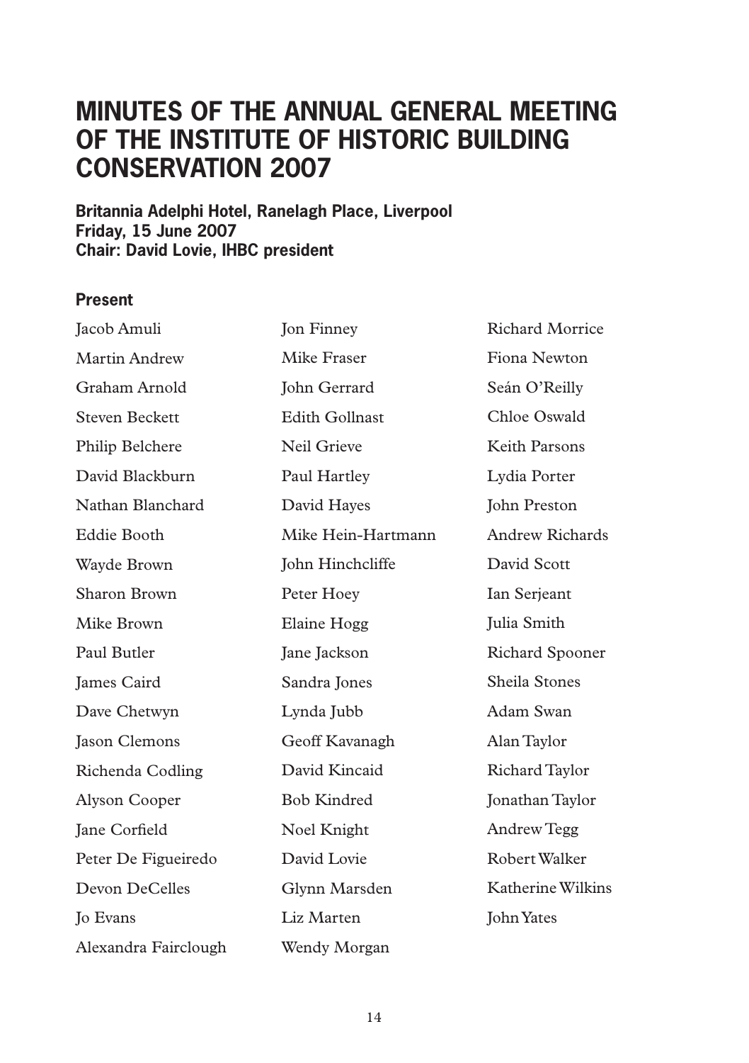# MINUTES OF THE ANNUAL GENERAL MEETING OF THE INSTITUTE OF HISTORIC BUILDING CONSERVATION 2007

**Britannia Adelphi Hotel, Ranelagh Place, Liverpool**
**Friday, 15 June 2007**
**Chair: David Lovie, IHBC president**

## Present

Jacob Amuli
Martin Andrew
Graham Arnold
Steven Beckett
Philip Belchere
David Blackburn
Nathan Blanchard
Eddie Booth
Wayde Brown
Sharon Brown
Mike Brown
Paul Butler
James Caird
Dave Chetwyn
Jason Clemons
Richenda Codling
Alyson Cooper
Jane Corfield
Peter De Figueiredo
Devon DeCelles
Jo Evans
Alexandra Fairclough
Jon Finney
Mike Fraser
John Gerrard
Edith Gollnast
Neil Grieve
Paul Hartley
David Hayes
Mike Hein-Hartmann
John Hinchcliffe
Peter Hoey
Elaine Hogg
Jane Jackson
Sandra Jones
Lynda Jubb
Geoff Kavanagh
David Kincaid
Bob Kindred
Noel Knight
David Lovie
Glynn Marsden
Liz Marten
Wendy Morgan
Richard Morrice
Fiona Newton
Seán O'Reilly
Chloe Oswald
Keith Parsons
Lydia Porter
John Preston
Andrew Richards
David Scott
Ian Serjeant
Julia Smith
Richard Spooner
Sheila Stones
Adam Swan
Alan Taylor
Richard Taylor
Jonathan Taylor
Andrew Tegg
Robert Walker
Katherine Wilkins
John Yates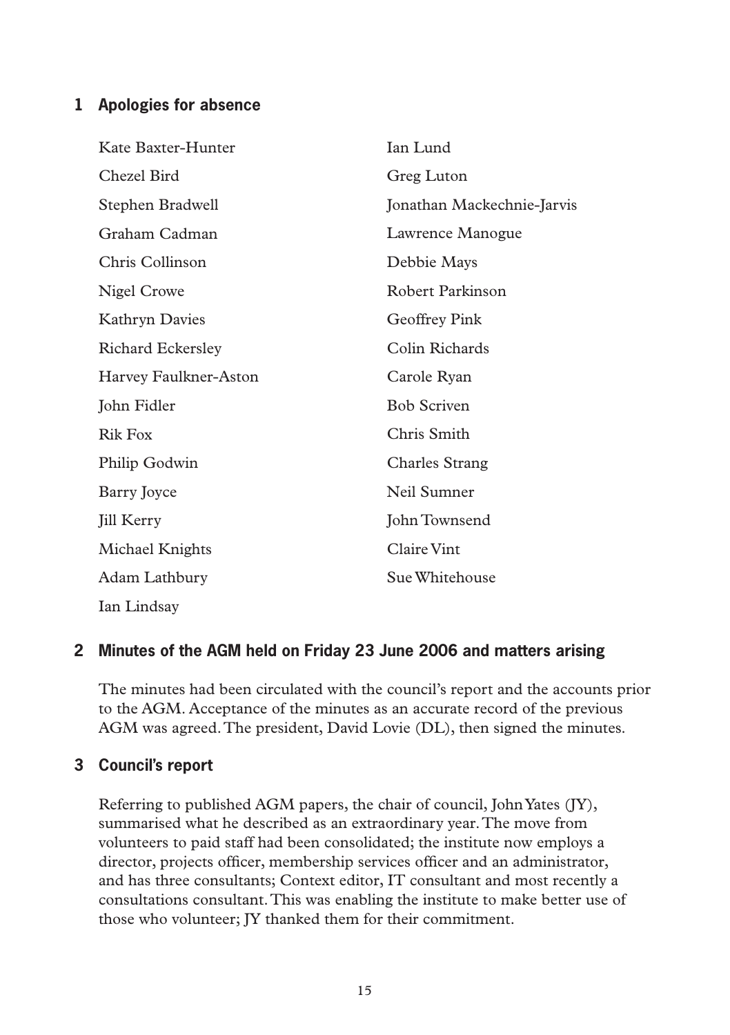## 1 Apologies for absence

Kate Baxter-Hunter
Chezel Bird
Stephen Bradwell
Graham Cadman
Chris Collinson
Nigel Crowe
Kathryn Davies
Richard Eckersley
Harvey Faulkner-Aston
John Fidler
Rik Fox
Philip Godwin
Barry Joyce
Jill Kerry
Michael Knights
Adam Lathbury
Ian Lindsay
Ian Lund
Greg Luton
Jonathan Mackechnie-Jarvis
Lawrence Manogue
Debbie Mays
Robert Parkinson
Geoffrey Pink
Colin Richards
Carole Ryan
Bob Scriven
Chris Smith
Charles Strang
Neil Sumner
John Townsend
Claire Vint
Sue Whitehouse

## 2 Minutes of the AGM held on Friday 23 June 2006 and matters arising

The minutes had been circulated with the council's report and the accounts prior to the AGM. Acceptance of the minutes as an accurate record of the previous AGM was agreed. The president, David Lovie (DL), then signed the minutes.

## 3 Council's report

Referring to published AGM papers, the chair of council, John Yates (JY), summarised what he described as an extraordinary year. The move from volunteers to paid staff had been consolidated; the institute now employs a director, projects officer, membership services officer and an administrator, and has three consultants; Context editor, IT consultant and most recently a consultations consultant. This was enabling the institute to make better use of those who volunteer; JY thanked them for their commitment.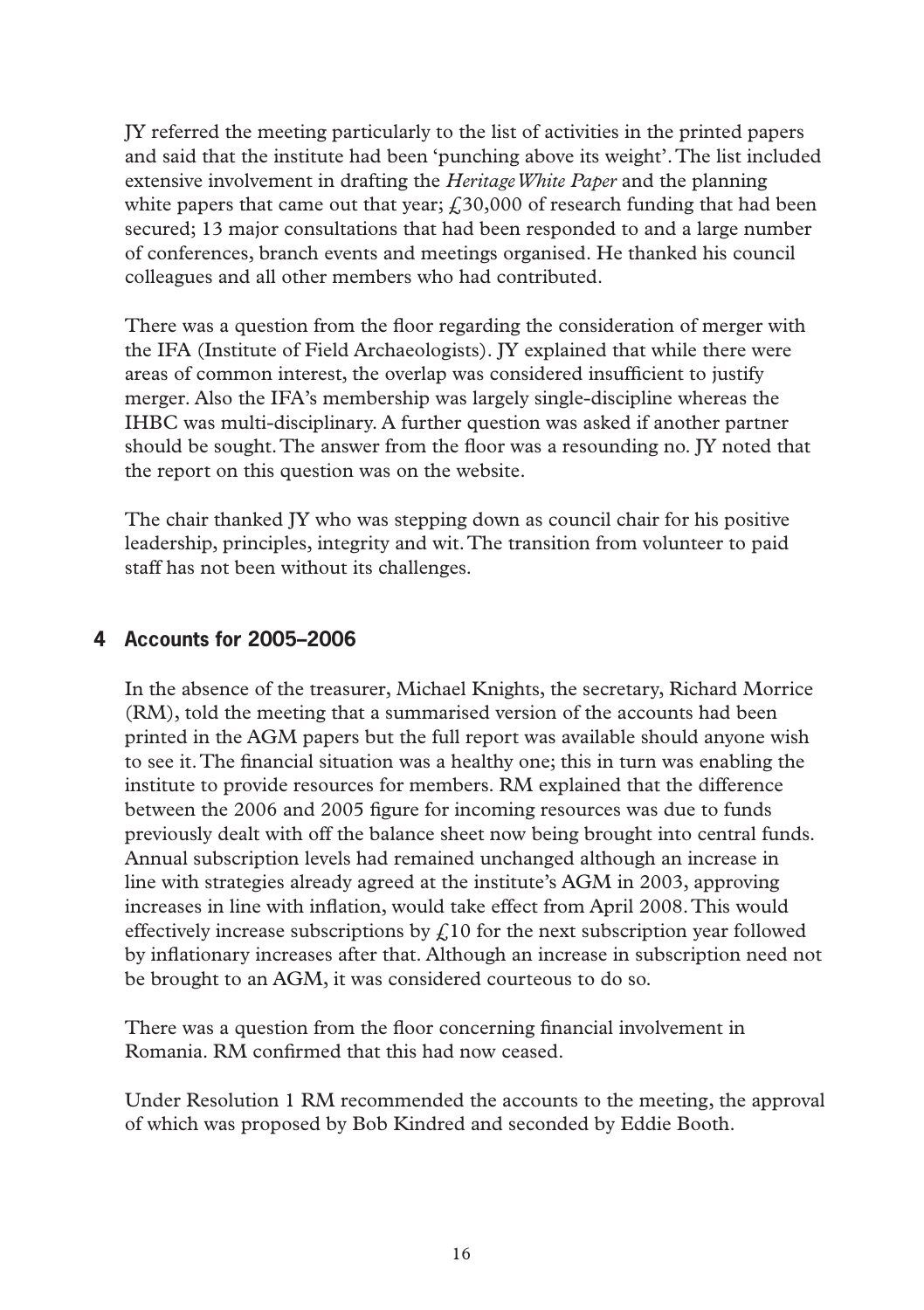JY referred the meeting particularly to the list of activities in the printed papers and said that the institute had been 'punching above its weight'. The list included extensive involvement in drafting the *Heritage White Paper* and the planning white papers that came out that year; £30,000 of research funding that had been secured; 13 major consultations that had been responded to and a large number of conferences, branch events and meetings organised. He thanked his council colleagues and all other members who had contributed.

There was a question from the floor regarding the consideration of merger with the IFA (Institute of Field Archaeologists). JY explained that while there were areas of common interest, the overlap was considered insufficient to justify merger. Also the IFA's membership was largely single-discipline whereas the IHBC was multi-disciplinary. A further question was asked if another partner should be sought. The answer from the floor was a resounding no. JY noted that the report on this question was on the website.

The chair thanked JY who was stepping down as council chair for his positive leadership, principles, integrity and wit. The transition from volunteer to paid staff has not been without its challenges.

## 4 Accounts for 2005–2006

In the absence of the treasurer, Michael Knights, the secretary, Richard Morrice (RM), told the meeting that a summarised version of the accounts had been printed in the AGM papers but the full report was available should anyone wish to see it. The financial situation was a healthy one; this in turn was enabling the institute to provide resources for members. RM explained that the difference between the 2006 and 2005 figure for incoming resources was due to funds previously dealt with off the balance sheet now being brought into central funds. Annual subscription levels had remained unchanged although an increase in line with strategies already agreed at the institute's AGM in 2003, approving increases in line with inflation, would take effect from April 2008. This would effectively increase subscriptions by £10 for the next subscription year followed by inflationary increases after that. Although an increase in subscription need not be brought to an AGM, it was considered courteous to do so.

There was a question from the floor concerning financial involvement in Romania. RM confirmed that this had now ceased.

Under Resolution 1 RM recommended the accounts to the meeting, the approval of which was proposed by Bob Kindred and seconded by Eddie Booth.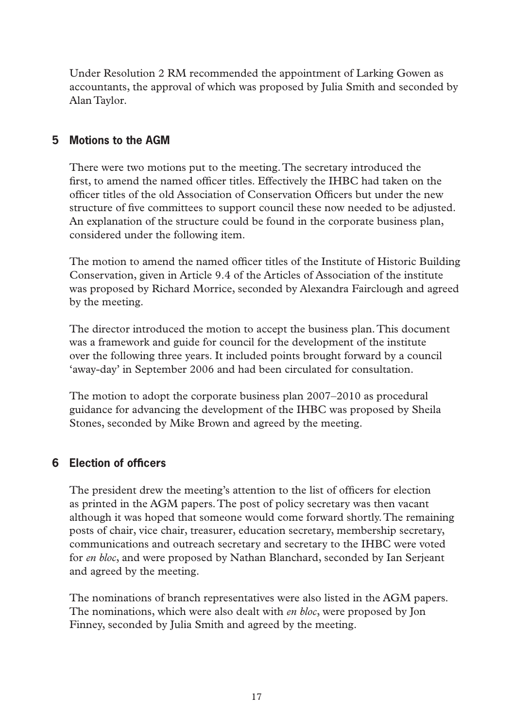Under Resolution 2 RM recommended the appointment of Larking Gowen as accountants, the approval of which was proposed by Julia Smith and seconded by Alan Taylor.

## 5 Motions to the AGM

There were two motions put to the meeting. The secretary introduced the first, to amend the named officer titles. Effectively the IHBC had taken on the officer titles of the old Association of Conservation Officers but under the new structure of five committees to support council these now needed to be adjusted. An explanation of the structure could be found in the corporate business plan, considered under the following item.

The motion to amend the named officer titles of the Institute of Historic Building Conservation, given in Article 9.4 of the Articles of Association of the institute was proposed by Richard Morrice, seconded by Alexandra Fairclough and agreed by the meeting.

The director introduced the motion to accept the business plan. This document was a framework and guide for council for the development of the institute over the following three years. It included points brought forward by a council 'away-day' in September 2006 and had been circulated for consultation.

The motion to adopt the corporate business plan 2007–2010 as procedural guidance for advancing the development of the IHBC was proposed by Sheila Stones, seconded by Mike Brown and agreed by the meeting.

## 6 Election of officers

The president drew the meeting's attention to the list of officers for election as printed in the AGM papers. The post of policy secretary was then vacant although it was hoped that someone would come forward shortly. The remaining posts of chair, vice chair, treasurer, education secretary, membership secretary, communications and outreach secretary and secretary to the IHBC were voted for *en bloc*, and were proposed by Nathan Blanchard, seconded by Ian Serjeant and agreed by the meeting.

The nominations of branch representatives were also listed in the AGM papers. The nominations, which were also dealt with *en bloc*, were proposed by Jon Finney, seconded by Julia Smith and agreed by the meeting.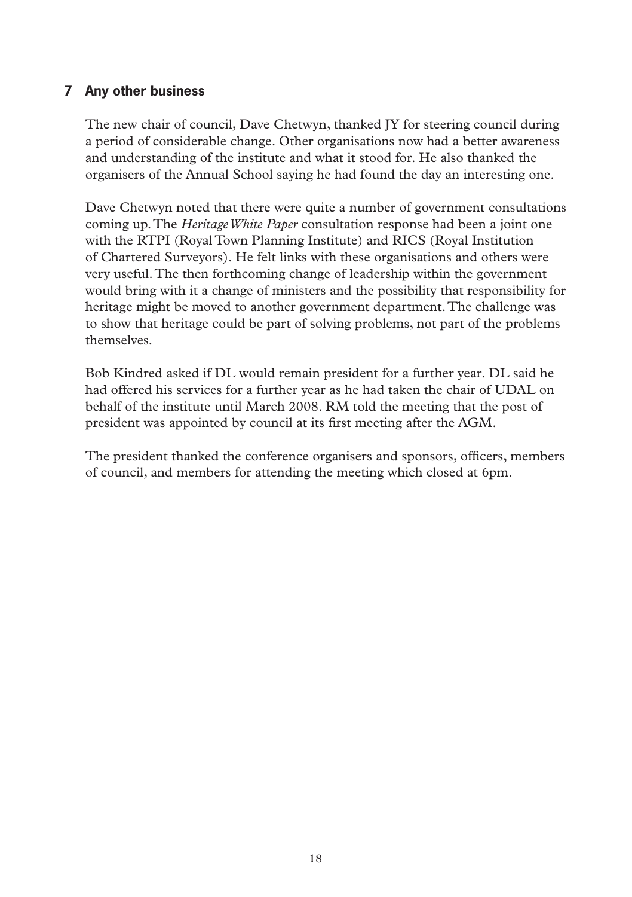## 7 Any other business

The new chair of council, Dave Chetwyn, thanked JY for steering council during a period of considerable change. Other organisations now had a better awareness and understanding of the institute and what it stood for. He also thanked the organisers of the Annual School saying he had found the day an interesting one.

Dave Chetwyn noted that there were quite a number of government consultations coming up. The *Heritage White Paper* consultation response had been a joint one with the RTPI (Royal Town Planning Institute) and RICS (Royal Institution of Chartered Surveyors). He felt links with these organisations and others were very useful. The then forthcoming change of leadership within the government would bring with it a change of ministers and the possibility that responsibility for heritage might be moved to another government department. The challenge was to show that heritage could be part of solving problems, not part of the problems themselves.

Bob Kindred asked if DL would remain president for a further year. DL said he had offered his services for a further year as he had taken the chair of UDAL on behalf of the institute until March 2008. RM told the meeting that the post of president was appointed by council at its first meeting after the AGM.

The president thanked the conference organisers and sponsors, officers, members of council, and members for attending the meeting which closed at 6pm.